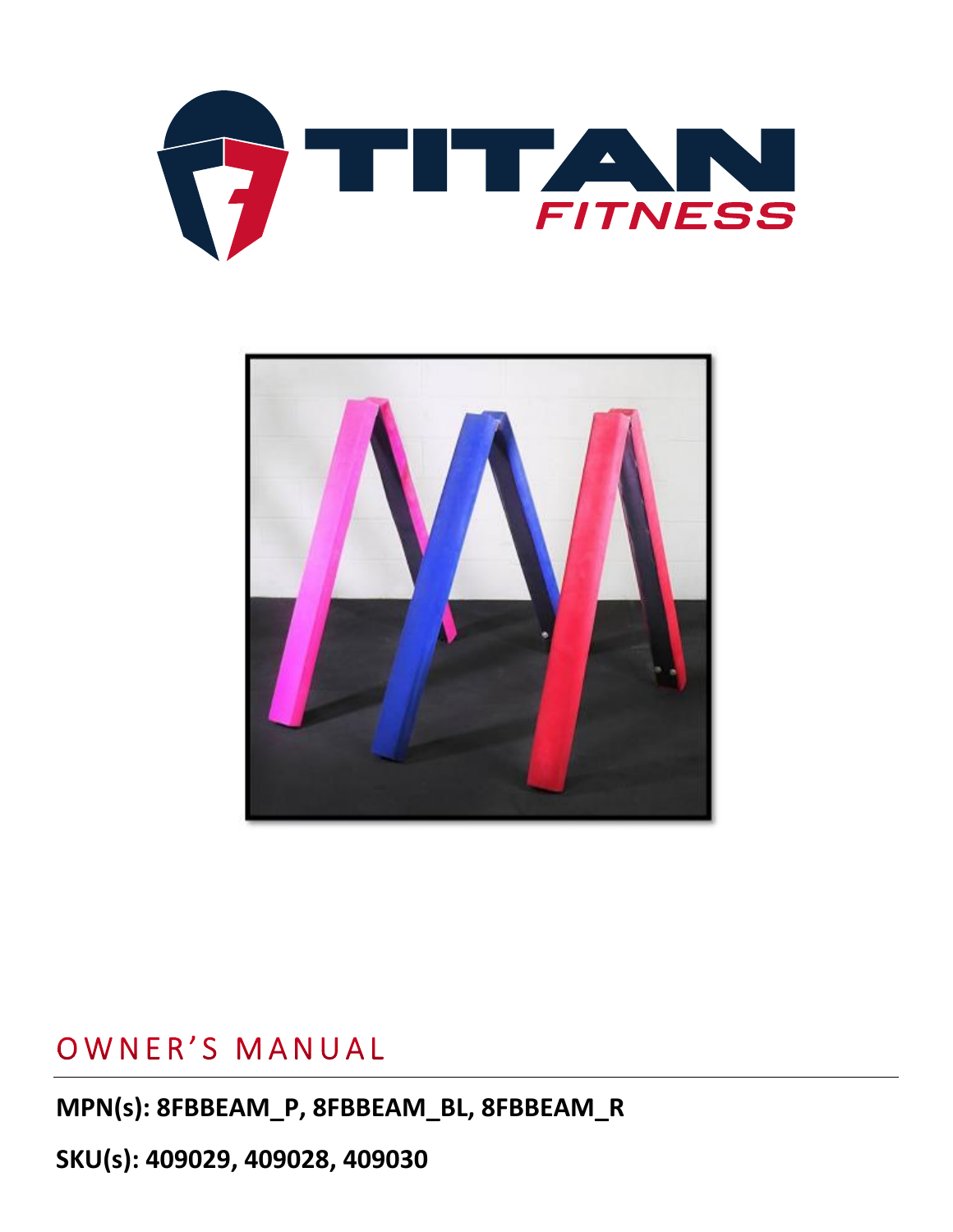# OWNER'S MANUAL

**MPN(s): 8FBBEAM_P, 8FBBEAM_BL, 8FBBEAM_R**

**SKU(s): 409029, 409028, 409030**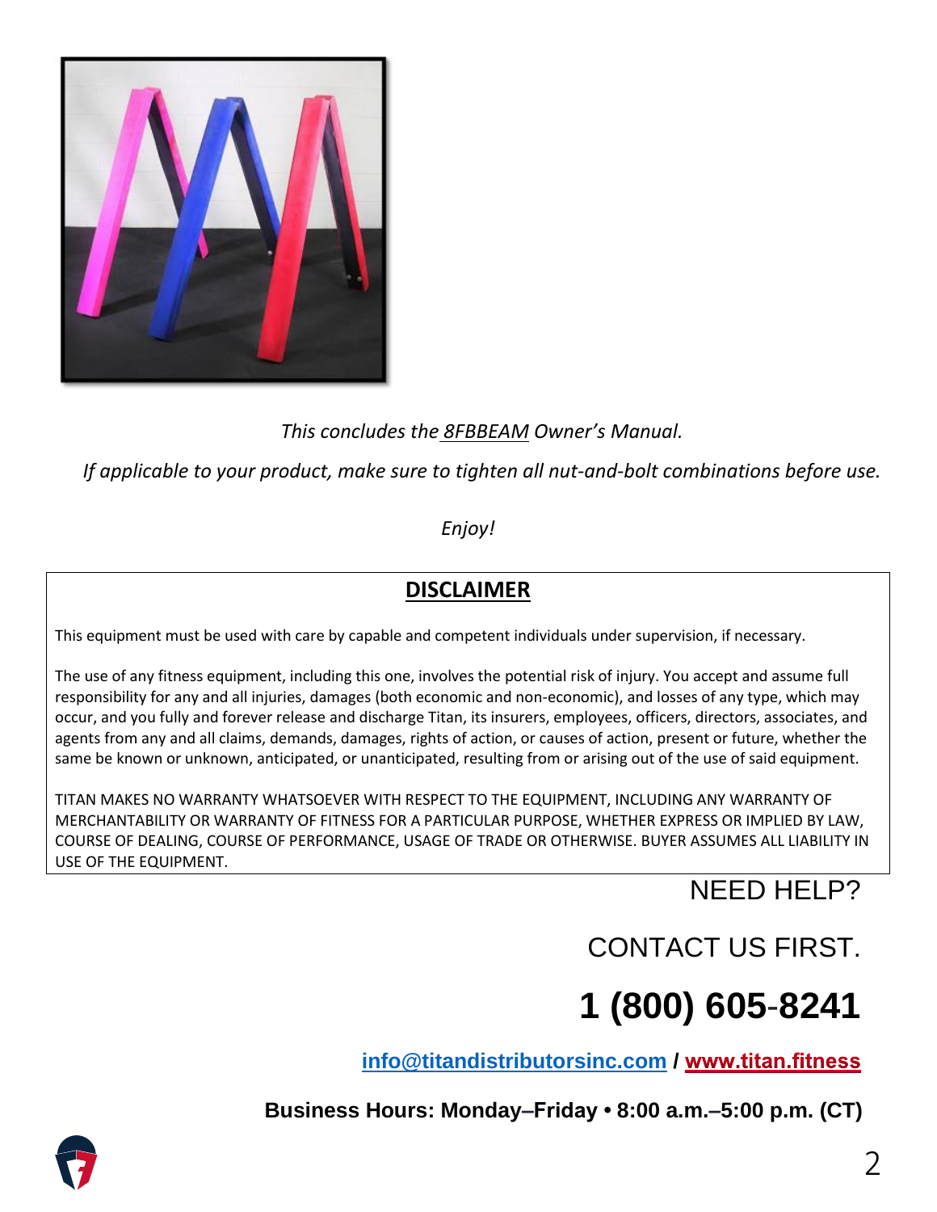*This concludes the 8FBBEAM Owner's Manual.*

*If applicable to your product, make sure to tighten all nut-and-bolt combinations before use.*

*Enjoy!*

## DISCLAIMER

This equipment must be used with care by capable and competent individuals under supervision, if necessary.

The use of any fitness equipment, including this one, involves the potential risk of injury. You accept and assume full responsibility for any and all injuries, damages (both economic and non-economic), and losses of any type, which may occur, and you fully and forever release and discharge Titan, its insurers, employees, officers, directors, associates, and agents from any and all claims, demands, damages, rights of action, or causes of action, present or future, whether the same be known or unknown, anticipated, or unanticipated, resulting from or arising out of the use of said equipment.

TITAN MAKES NO WARRANTY WHATSOEVER WITH RESPECT TO THE EQUIPMENT, INCLUDING ANY WARRANTY OF MERCHANTABILITY OR WARRANTY OF FITNESS FOR A PARTICULAR PURPOSE, WHETHER EXPRESS OR IMPLIED BY LAW, COURSE OF DEALING, COURSE OF PERFORMANCE, USAGE OF TRADE OR OTHERWISE. BUYER ASSUMES ALL LIABILITY IN USE OF THE EQUIPMENT.

NEED HELP?

CONTACT US FIRST.

**1 (800) 605-8241**

**info@titandistributorsinc.com / www.titan.fitness**

**Business Hours: Monday–Friday • 8:00 a.m.–5:00 p.m. (CT)**